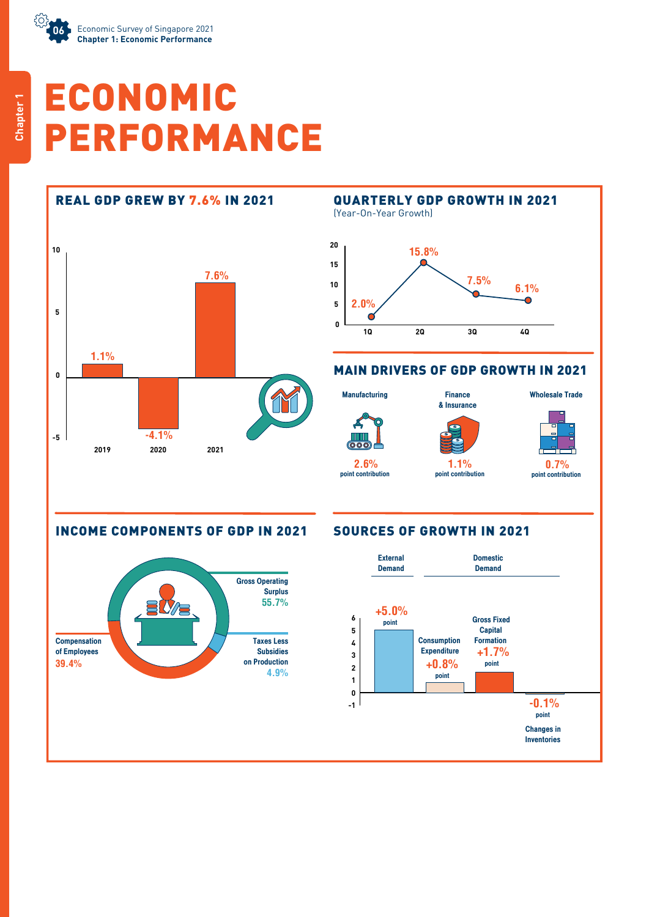# ECONOMIC PERFORMANCE

## REAL GDP GREW BY 7.6% IN 2021

| Year | Real GDP Growth |
|---|---|
| 2019 | 1.1% |
| 2020 | -4.1% |
| 2021 | 7.6% |

## QUARTERLY GDP GROWTH IN 2021

(Year-On-Year Growth)

| Quarter | Growth |
|---|---|
| 1Q | 2.0% |
| 2Q | 15.8% |
| 3Q | 7.5% |
| 4Q | 6.1% |

## MAIN DRIVERS OF GDP GROWTH IN 2021

| Sector | Point contribution |
|---|---|
| Manufacturing | 2.6% |
| Finance & Insurance | 1.1% |
| Wholesale Trade | 0.7% |

## INCOME COMPONENTS OF GDP IN 2021

| Component | Share |
|---|---|
| Gross Operating Surplus | 55.7% |
| Compensation of Employees | 39.4% |
| Taxes Less Subsidies on Production | 4.9% |

## SOURCES OF GROWTH IN 2021

| | Component | Point contribution |
|---|---|---|
| External Demand | | +5.0% |
| Domestic Demand | Consumption Expenditure | +0.8% |
| | Gross Fixed Capital Formation | +1.7% |
| | Changes in Inventories | -0.1% |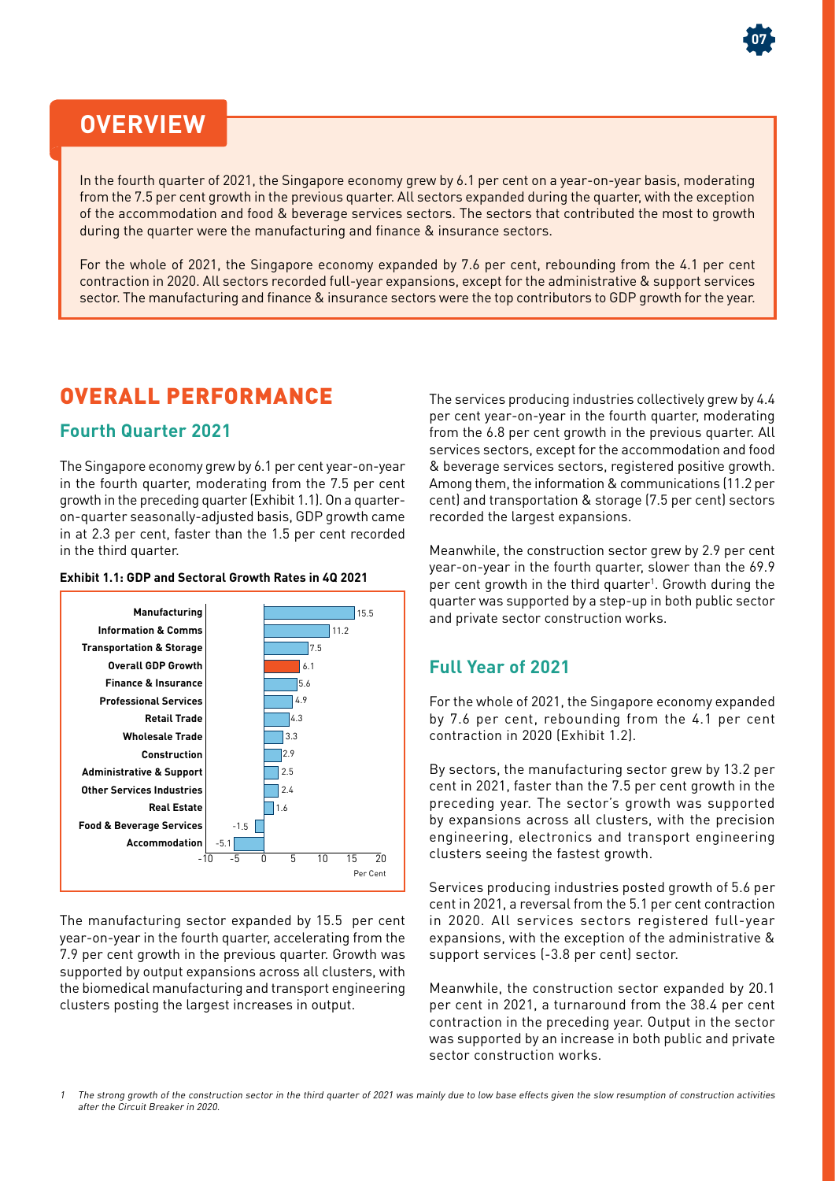## OVERVIEW

In the fourth quarter of 2021, the Singapore economy grew by 6.1 per cent on a year-on-year basis, moderating from the 7.5 per cent growth in the previous quarter. All sectors expanded during the quarter, with the exception of the accommodation and food & beverage services sectors. The sectors that contributed the most to growth during the quarter were the manufacturing and finance & insurance sectors.

For the whole of 2021, the Singapore economy expanded by 7.6 per cent, rebounding from the 4.1 per cent contraction in 2020. All sectors recorded full-year expansions, except for the administrative & support services sector. The manufacturing and finance & insurance sectors were the top contributors to GDP growth for the year.

# OVERALL PERFORMANCE

## Fourth Quarter 2021

The Singapore economy grew by 6.1 per cent year-on-year in the fourth quarter, moderating from the 7.5 per cent growth in the preceding quarter (Exhibit 1.1). On a quarter-on-quarter seasonally-adjusted basis, GDP growth came in at 2.3 per cent, faster than the 1.5 per cent recorded in the third quarter.

**Exhibit 1.1: GDP and Sectoral Growth Rates in 4Q 2021**

| Sector | Per Cent |
|---|---|
| Manufacturing | 15.5 |
| Information & Comms | 11.2 |
| Transportation & Storage | 7.5 |
| Overall GDP Growth | 6.1 |
| Finance & Insurance | 5.6 |
| Professional Services | 4.9 |
| Retail Trade | 4.3 |
| Wholesale Trade | 3.3 |
| Construction | 2.9 |
| Administrative & Support | 2.5 |
| Other Services Industries | 2.4 |
| Real Estate | 1.6 |
| Food & Beverage Services | -1.5 |
| Accommodation | -5.1 |

The manufacturing sector expanded by 15.5 per cent year-on-year in the fourth quarter, accelerating from the 7.9 per cent growth in the previous quarter. Growth was supported by output expansions across all clusters, with the biomedical manufacturing and transport engineering clusters posting the largest increases in output.

The services producing industries collectively grew by 4.4 per cent year-on-year in the fourth quarter, moderating from the 6.8 per cent growth in the previous quarter. All services sectors, except for the accommodation and food & beverage services sectors, registered positive growth. Among them, the information & communications (11.2 per cent) and transportation & storage (7.5 per cent) sectors recorded the largest expansions.

Meanwhile, the construction sector grew by 2.9 per cent year-on-year in the fourth quarter, slower than the 69.9 per cent growth in the third quarter[1]. Growth during the quarter was supported by a step-up in both public sector and private sector construction works.

## Full Year of 2021

For the whole of 2021, the Singapore economy expanded by 7.6 per cent, rebounding from the 4.1 per cent contraction in 2020 (Exhibit 1.2).

By sectors, the manufacturing sector grew by 13.2 per cent in 2021, faster than the 7.5 per cent growth in the preceding year. The sector's growth was supported by expansions across all clusters, with the precision engineering, electronics and transport engineering clusters seeing the fastest growth.

Services producing industries posted growth of 5.6 per cent in 2021, a reversal from the 5.1 per cent contraction in 2020. All services sectors registered full-year expansions, with the exception of the administrative & support services (-3.8 per cent) sector.

Meanwhile, the construction sector expanded by 20.1 per cent in 2021, a turnaround from the 38.4 per cent contraction in the preceding year. Output in the sector was supported by an increase in both public and private sector construction works.

---

1 *The strong growth of the construction sector in the third quarter of 2021 was mainly due to low base effects given the slow resumption of construction activities after the Circuit Breaker in 2020.*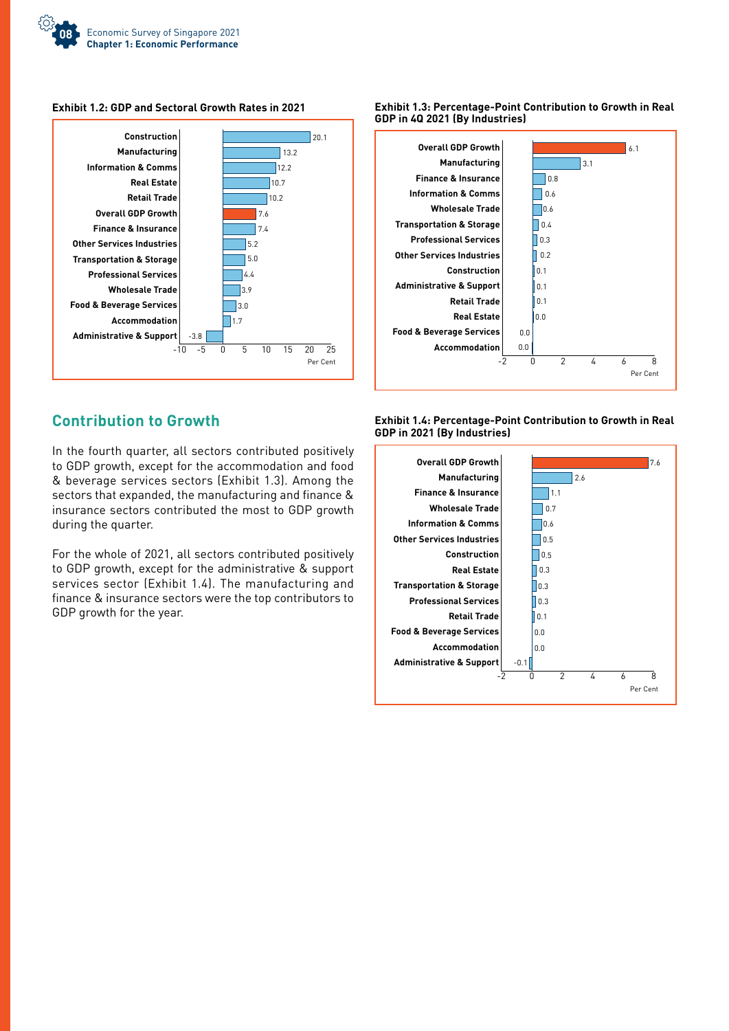**Exhibit 1.2: GDP and Sectoral Growth Rates in 2021**

| Sector | Per Cent |
|---|---|
| Construction | 20.1 |
| Manufacturing | 13.2 |
| Information & Comms | 12.2 |
| Real Estate | 10.7 |
| Retail Trade | 10.2 |
| Overall GDP Growth | 7.6 |
| Finance & Insurance | 7.4 |
| Other Services Industries | 5.2 |
| Transportation & Storage | 5.0 |
| Professional Services | 4.4 |
| Wholesale Trade | 3.9 |
| Food & Beverage Services | 3.0 |
| Accommodation | 1.7 |
| Administrative & Support | -3.8 |

**Exhibit 1.3: Percentage-Point Contribution to Growth in Real GDP in 4Q 2021 (By Industries)**

| Industry | Per Cent |
|---|---|
| Overall GDP Growth | 6.1 |
| Manufacturing | 3.1 |
| Finance & Insurance | 0.8 |
| Information & Comms | 0.6 |
| Wholesale Trade | 0.6 |
| Transportation & Storage | 0.4 |
| Professional Services | 0.3 |
| Other Services Industries | 0.2 |
| Construction | 0.1 |
| Administrative & Support | 0.1 |
| Retail Trade | 0.1 |
| Real Estate | 0.0 |
| Food & Beverage Services | 0.0 |
| Accommodation | 0.0 |

## Contribution to Growth

In the fourth quarter, all sectors contributed positively to GDP growth, except for the accommodation and food & beverage services sectors (Exhibit 1.3). Among the sectors that expanded, the manufacturing and finance & insurance sectors contributed the most to GDP growth during the quarter.

For the whole of 2021, all sectors contributed positively to GDP growth, except for the administrative & support services sector (Exhibit 1.4). The manufacturing and finance & insurance sectors were the top contributors to GDP growth for the year.

**Exhibit 1.4: Percentage-Point Contribution to Growth in Real GDP in 2021 (By Industries)**

| Industry | Per Cent |
|---|---|
| Overall GDP Growth | 7.6 |
| Manufacturing | 2.6 |
| Finance & Insurance | 1.1 |
| Wholesale Trade | 0.7 |
| Information & Comms | 0.6 |
| Other Services Industries | 0.5 |
| Construction | 0.5 |
| Real Estate | 0.3 |
| Transportation & Storage | 0.3 |
| Professional Services | 0.3 |
| Retail Trade | 0.1 |
| Food & Beverage Services | 0.0 |
| Accommodation | 0.0 |
| Administrative & Support | -0.1 |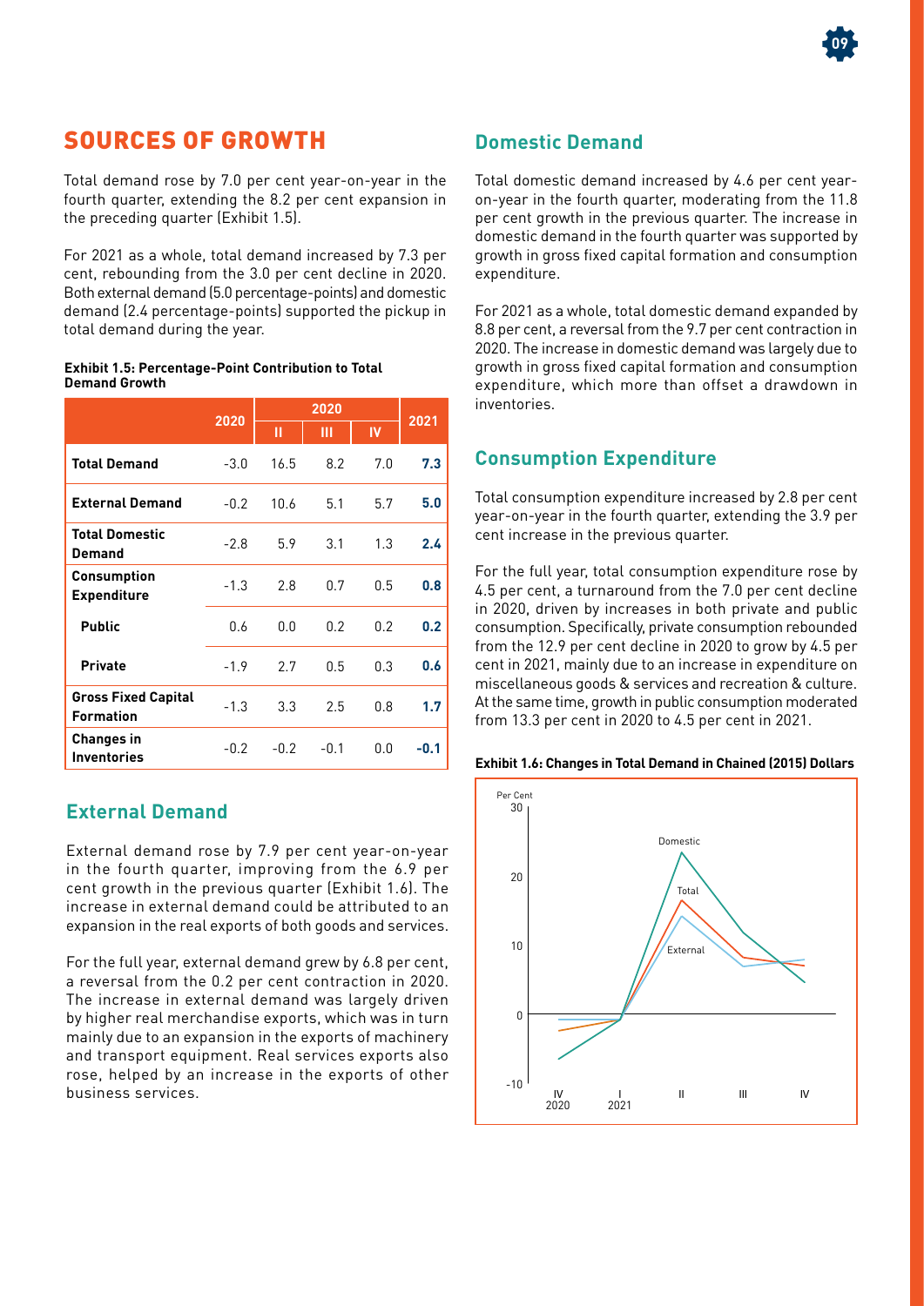## SOURCES OF GROWTH

Total demand rose by 7.0 per cent year-on-year in the fourth quarter, extending the 8.2 per cent expansion in the preceding quarter (Exhibit 1.5).

For 2021 as a whole, total demand increased by 7.3 per cent, rebounding from the 3.0 per cent decline in 2020. Both external demand (5.0 percentage-points) and domestic demand (2.4 percentage-points) supported the pickup in total demand during the year.

**Exhibit 1.5: Percentage-Point Contribution to Total Demand Growth**

| | 2020 | 2020 | | | 2021 |
|---|---|---|---|---|---|
| | | II | III | IV | |
| **Total Demand** | -3.0 | 16.5 | 8.2 | 7.0 | **7.3** |
| **External Demand** | -0.2 | 10.6 | 5.1 | 5.7 | **5.0** |
| **Total Domestic Demand** | -2.8 | 5.9 | 3.1 | 1.3 | **2.4** |
| **Consumption Expenditure** | -1.3 | 2.8 | 0.7 | 0.5 | **0.8** |
| **Public** | 0.6 | 0.0 | 0.2 | 0.2 | **0.2** |
| **Private** | -1.9 | 2.7 | 0.5 | 0.3 | **0.6** |
| **Gross Fixed Capital Formation** | -1.3 | 3.3 | 2.5 | 0.8 | **1.7** |
| **Changes in Inventories** | -0.2 | -0.2 | -0.1 | 0.0 | **-0.1** |

### External Demand

External demand rose by 7.9 per cent year-on-year in the fourth quarter, improving from the 6.9 per cent growth in the previous quarter (Exhibit 1.6). The increase in external demand could be attributed to an expansion in the real exports of both goods and services.

For the full year, external demand grew by 6.8 per cent, a reversal from the 0.2 per cent contraction in 2020. The increase in external demand was largely driven by higher real merchandise exports, which was in turn mainly due to an expansion in the exports of machinery and transport equipment. Real services exports also rose, helped by an increase in the exports of other business services.

### Domestic Demand

Total domestic demand increased by 4.6 per cent year-on-year in the fourth quarter, moderating from the 11.8 per cent growth in the previous quarter. The increase in domestic demand in the fourth quarter was supported by growth in gross fixed capital formation and consumption expenditure.

For 2021 as a whole, total domestic demand expanded by 8.8 per cent, a reversal from the 9.7 per cent contraction in 2020. The increase in domestic demand was largely due to growth in gross fixed capital formation and consumption expenditure, which more than offset a drawdown in inventories.

### Consumption Expenditure

Total consumption expenditure increased by 2.8 per cent year-on-year in the fourth quarter, extending the 3.9 per cent increase in the previous quarter.

For the full year, total consumption expenditure rose by 4.5 per cent, a turnaround from the 7.0 per cent decline in 2020, driven by increases in both private and public consumption. Specifically, private consumption rebounded from the 12.9 per cent decline in 2020 to grow by 4.5 per cent in 2021, mainly due to an increase in expenditure on miscellaneous goods & services and recreation & culture. At the same time, growth in public consumption moderated from 13.3 per cent in 2020 to 4.5 per cent in 2021.

**Exhibit 1.6: Changes in Total Demand in Chained (2015) Dollars**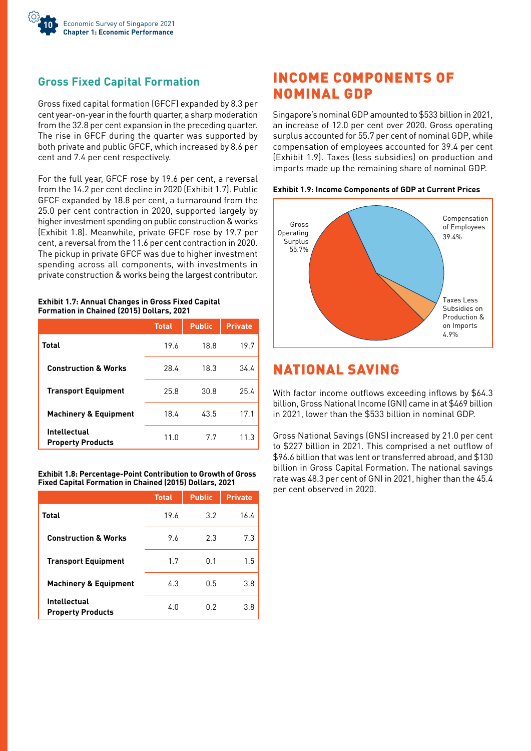## Gross Fixed Capital Formation

Gross fixed capital formation (GFCF) expanded by 8.3 per cent year-on-year in the fourth quarter, a sharp moderation from the 32.8 per cent expansion in the preceding quarter. The rise in GFCF during the quarter was supported by both private and public GFCF, which increased by 8.6 per cent and 7.4 per cent respectively.

For the full year, GFCF rose by 19.6 per cent, a reversal from the 14.2 per cent decline in 2020 (Exhibit 1.7). Public GFCF expanded by 18.8 per cent, a turnaround from the 25.0 per cent contraction in 2020, supported largely by higher investment spending on public construction & works (Exhibit 1.8). Meanwhile, private GFCF rose by 19.7 per cent, a reversal from the 11.6 per cent contraction in 2020. The pickup in private GFCF was due to higher investment spending across all components, with investments in private construction & works being the largest contributor.

**Exhibit 1.7: Annual Changes in Gross Fixed Capital Formation in Chained (2015) Dollars, 2021**

| | Total | Public | Private |
|---|---|---|---|
| **Total** | 19.6 | 18.8 | 19.7 |
| **Construction & Works** | 28.4 | 18.3 | 34.4 |
| **Transport Equipment** | 25.8 | 30.8 | 25.4 |
| **Machinery & Equipment** | 18.4 | 43.5 | 17.1 |
| **Intellectual Property Products** | 11.0 | 7.7 | 11.3 |

**Exhibit 1.8: Percentage-Point Contribution to Growth of Gross Fixed Capital Formation in Chained (2015) Dollars, 2021**

| | Total | Public | Private |
|---|---|---|---|
| **Total** | 19.6 | 3.2 | 16.4 |
| **Construction & Works** | 9.6 | 2.3 | 7.3 |
| **Transport Equipment** | 1.7 | 0.1 | 1.5 |
| **Machinery & Equipment** | 4.3 | 0.5 | 3.8 |
| **Intellectual Property Products** | 4.0 | 0.2 | 3.8 |

# INCOME COMPONENTS OF NOMINAL GDP

Singapore's nominal GDP amounted to $533 billion in 2021, an increase of 12.0 per cent over 2020. Gross operating surplus accounted for 55.7 per cent of nominal GDP, while compensation of employees accounted for 39.4 per cent (Exhibit 1.9). Taxes (less subsidies) on production and imports made up the remaining share of nominal GDP.

**Exhibit 1.9: Income Components of GDP at Current Prices**

| Component | Share |
|---|---|
| Gross Operating Surplus | 55.7% |
| Compensation of Employees | 39.4% |
| Taxes Less Subsidies on Production & on Imports | 4.9% |

# NATIONAL SAVING

With factor income outflows exceeding inflows by $64.3 billion, Gross National Income (GNI) came in at $469 billion in 2021, lower than the $533 billion in nominal GDP.

Gross National Savings (GNS) increased by 21.0 per cent to $227 billion in 2021. This comprised a net outflow of $96.6 billion that was lent or transferred abroad, and $130 billion in Gross Capital Formation. The national savings rate was 48.3 per cent of GNI in 2021, higher than the 45.4 per cent observed in 2020.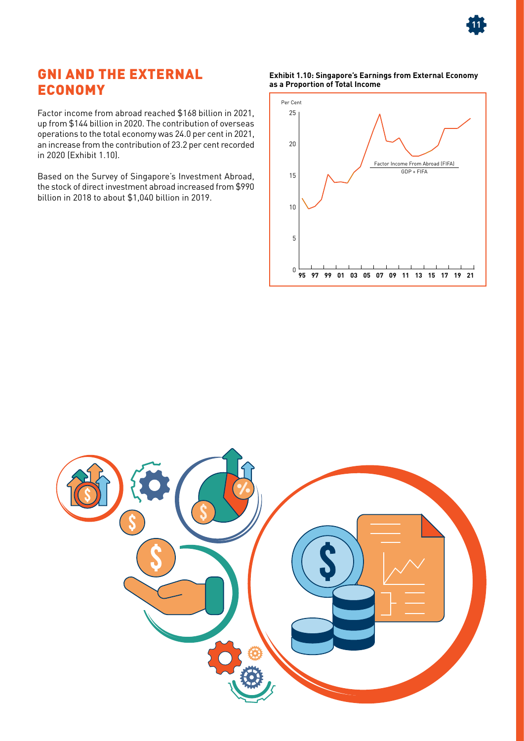## GNI AND THE EXTERNAL ECONOMY

Factor income from abroad reached $168 billion in 2021, up from $144 billion in 2020. The contribution of overseas operations to the total economy was 24.0 per cent in 2021, an increase from the contribution of 23.2 per cent recorded in 2020 (Exhibit 1.10).

Based on the Survey of Singapore's Investment Abroad, the stock of direct investment abroad increased from $990 billion in 2018 to about $1,040 billion in 2019.

**Exhibit 1.10: Singapore's Earnings from External Economy as a Proportion of Total Income**

Per Cent

25
20
15
10
5
0

95 97 99 01 03 05 07 09 11 13 15 17 19 21

$$\frac{\text{Factor Income From Abroad (FIFA)}}{\text{GDP + FIFA}}$$